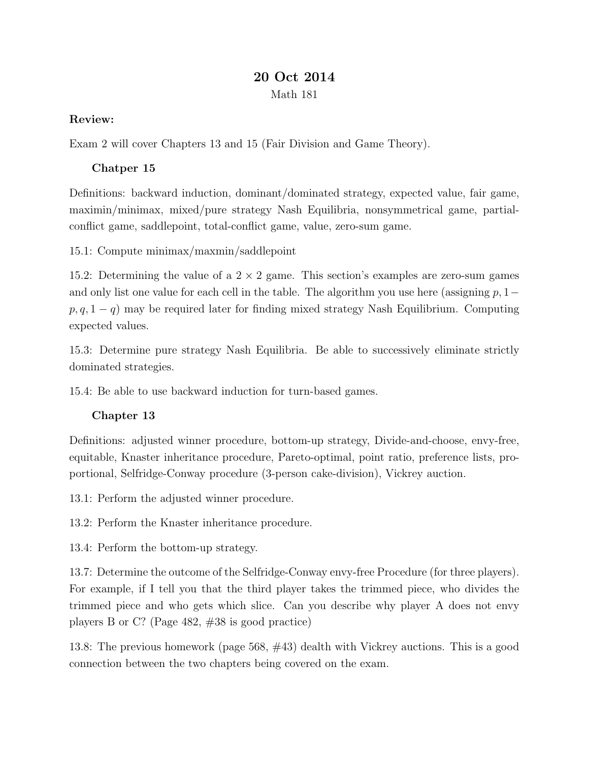# 20 Oct 2014

Math 181

**Review:**

Exam 2 will cover Chapters 13 and 15 (Fair Division and Game Theory).

### Chatper 15

Definitions: backward induction, dominant/dominated strategy, expected value, fair game, maximin/minimax, mixed/pure strategy Nash Equilibria, nonsymmetrical game, partial-conflict game, saddlepoint, total-conflict game, value, zero-sum game.

15.1: Compute minimax/maxmin/saddlepoint

15.2: Determining the value of a $2 \times 2$ game. This section's examples are zero-sum games and only list one value for each cell in the table. The algorithm you use here (assigning $p, 1-p, q, 1-q$) may be required later for finding mixed strategy Nash Equilibrium. Computing expected values.

15.3: Determine pure strategy Nash Equilibria. Be able to successively eliminate strictly dominated strategies.

15.4: Be able to use backward induction for turn-based games.

### Chapter 13

Definitions: adjusted winner procedure, bottom-up strategy, Divide-and-choose, envy-free, equitable, Knaster inheritance procedure, Pareto-optimal, point ratio, preference lists, proportional, Selfridge-Conway procedure (3-person cake-division), Vickrey auction.

13.1: Perform the adjusted winner procedure.

13.2: Perform the Knaster inheritance procedure.

13.4: Perform the bottom-up strategy.

13.7: Determine the outcome of the Selfridge-Conway envy-free Procedure (for three players). For example, if I tell you that the third player takes the trimmed piece, who divides the trimmed piece and who gets which slice. Can you describe why player A does not envy players B or C? (Page 482, #38 is good practice)

13.8: The previous homework (page 568, #43) dealth with Vickrey auctions. This is a good connection between the two chapters being covered on the exam.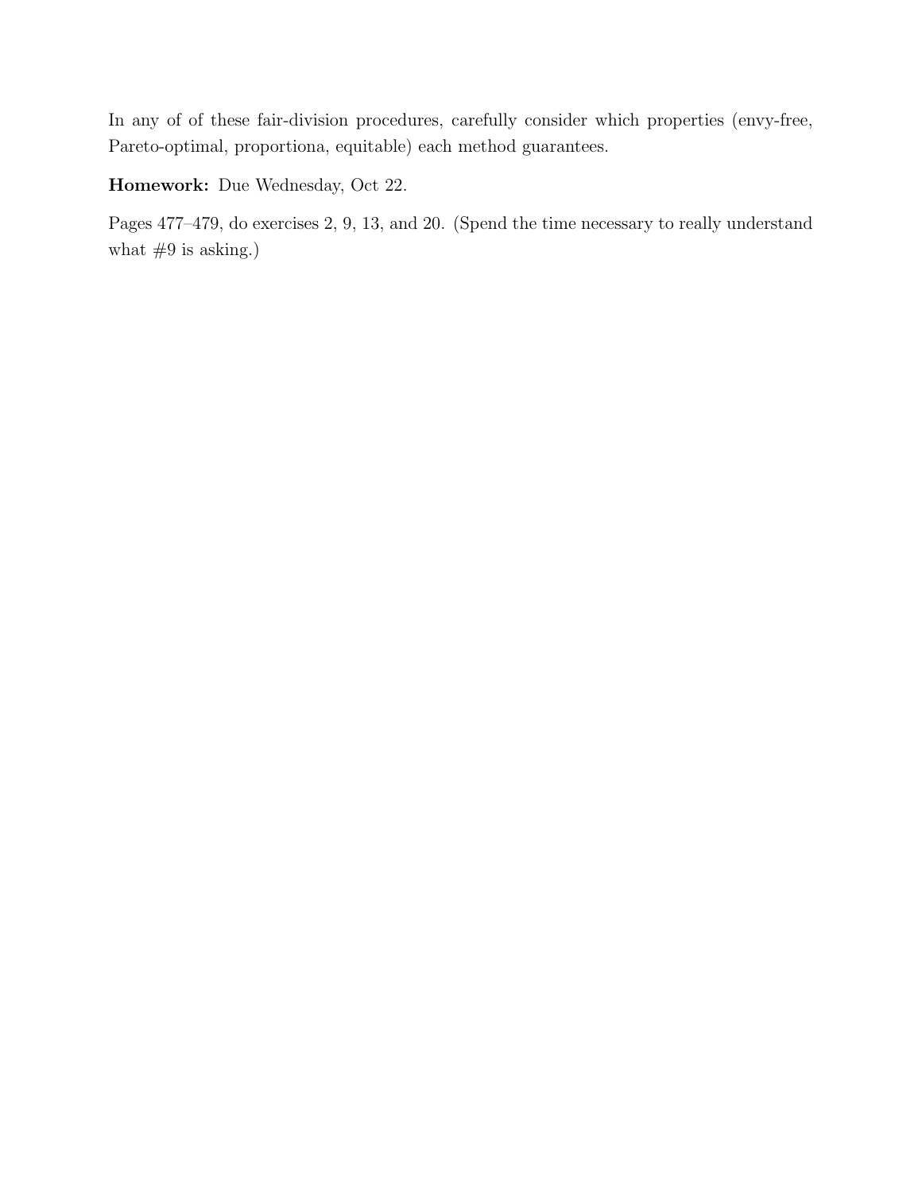In any of of these fair-division procedures, carefully consider which properties (envy-free, Pareto-optimal, proportiona, equitable) each method guarantees.

**Homework:** Due Wednesday, Oct 22.

Pages 477–479, do exercises 2, 9, 13, and 20. (Spend the time necessary to really understand what #9 is asking.)